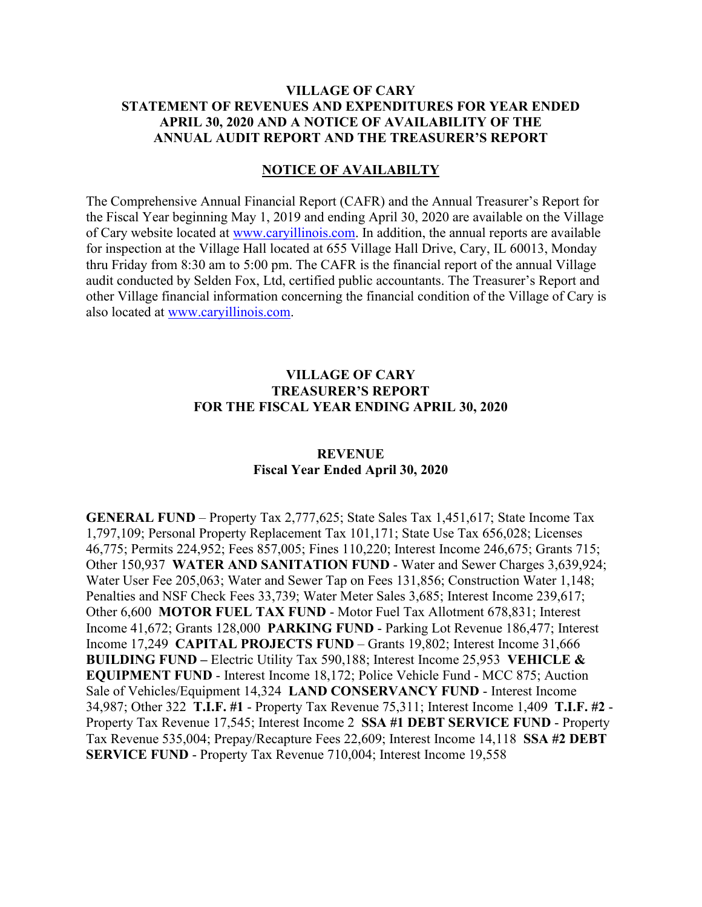# VILLAGE OF CARY
# STATEMENT OF REVENUES AND EXPENDITURES FOR YEAR ENDED APRIL 30, 2020 AND A NOTICE OF AVAILABILITY OF THE ANNUAL AUDIT REPORT AND THE TREASURER'S REPORT

## NOTICE OF AVAILABILTY

The Comprehensive Annual Financial Report (CAFR) and the Annual Treasurer's Report for the Fiscal Year beginning May 1, 2019 and ending April 30, 2020 are available on the Village of Cary website located at www.caryillinois.com. In addition, the annual reports are available for inspection at the Village Hall located at 655 Village Hall Drive, Cary, IL 60013, Monday thru Friday from 8:30 am to 5:00 pm. The CAFR is the financial report of the annual Village audit conducted by Selden Fox, Ltd, certified public accountants. The Treasurer's Report and other Village financial information concerning the financial condition of the Village of Cary is also located at www.caryillinois.com.

# VILLAGE OF CARY
# TREASURER'S REPORT
# FOR THE FISCAL YEAR ENDING APRIL 30, 2020

## REVENUE
### Fiscal Year Ended April 30, 2020

**GENERAL FUND** – Property Tax 2,777,625; State Sales Tax 1,451,617; State Income Tax 1,797,109; Personal Property Replacement Tax 101,171; State Use Tax 656,028; Licenses 46,775; Permits 224,952; Fees 857,005; Fines 110,220; Interest Income 246,675; Grants 715; Other 150,937 **WATER AND SANITATION FUND** - Water and Sewer Charges 3,639,924; Water User Fee 205,063; Water and Sewer Tap on Fees 131,856; Construction Water 1,148; Penalties and NSF Check Fees 33,739; Water Meter Sales 3,685; Interest Income 239,617; Other 6,600 **MOTOR FUEL TAX FUND** - Motor Fuel Tax Allotment 678,831; Interest Income 41,672; Grants 128,000 **PARKING FUND** - Parking Lot Revenue 186,477; Interest Income 17,249 **CAPITAL PROJECTS FUND** – Grants 19,802; Interest Income 31,666 **BUILDING FUND –** Electric Utility Tax 590,188; Interest Income 25,953 **VEHICLE & EQUIPMENT FUND** - Interest Income 18,172; Police Vehicle Fund - MCC 875; Auction Sale of Vehicles/Equipment 14,324 **LAND CONSERVANCY FUND** - Interest Income 34,987; Other 322 **T.I.F. #1** - Property Tax Revenue 75,311; Interest Income 1,409 **T.I.F. #2** - Property Tax Revenue 17,545; Interest Income 2 **SSA #1 DEBT SERVICE FUND** - Property Tax Revenue 535,004; Prepay/Recapture Fees 22,609; Interest Income 14,118 **SSA #2 DEBT SERVICE FUND** - Property Tax Revenue 710,004; Interest Income 19,558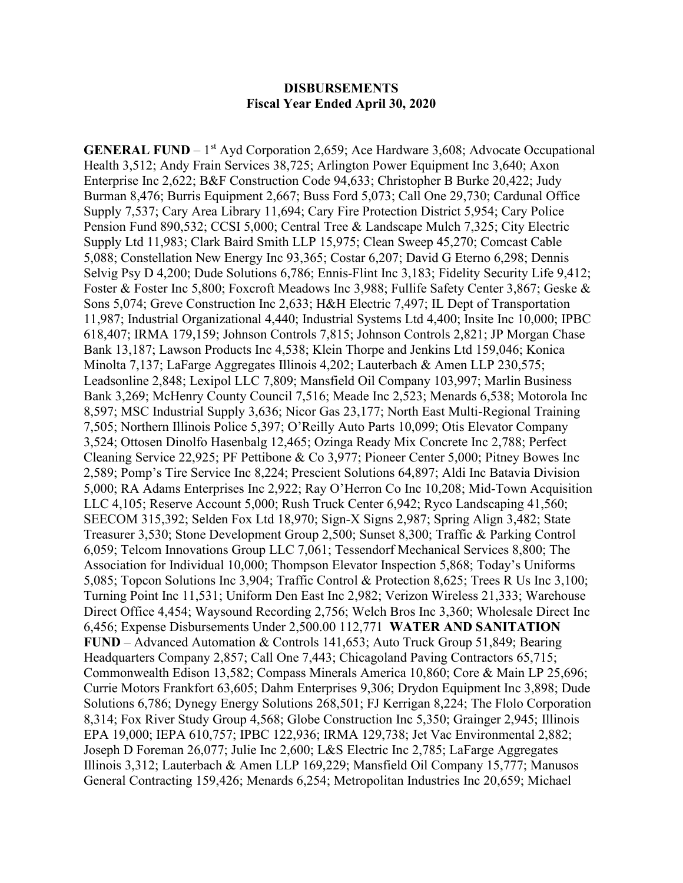**DISBURSEMENTS**
**Fiscal Year Ended April 30, 2020**

**GENERAL FUND** – 1st Ayd Corporation 2,659; Ace Hardware 3,608; Advocate Occupational Health 3,512; Andy Frain Services 38,725; Arlington Power Equipment Inc 3,640; Axon Enterprise Inc 2,622; B&F Construction Code 94,633; Christopher B Burke 20,422; Judy Burman 8,476; Burris Equipment 2,667; Buss Ford 5,073; Call One 29,730; Cardunal Office Supply 7,537; Cary Area Library 11,694; Cary Fire Protection District 5,954; Cary Police Pension Fund 890,532; CCSI 5,000; Central Tree & Landscape Mulch 7,325; City Electric Supply Ltd 11,983; Clark Baird Smith LLP 15,975; Clean Sweep 45,270; Comcast Cable 5,088; Constellation New Energy Inc 93,365; Costar 6,207; David G Eterno 6,298; Dennis Selvig Psy D 4,200; Dude Solutions 6,786; Ennis-Flint Inc 3,183; Fidelity Security Life 9,412; Foster & Foster Inc 5,800; Foxcroft Meadows Inc 3,988; Fullife Safety Center 3,867; Geske & Sons 5,074; Greve Construction Inc 2,633; H&H Electric 7,497; IL Dept of Transportation 11,987; Industrial Organizational 4,440; Industrial Systems Ltd 4,400; Insite Inc 10,000; IPBC 618,407; IRMA 179,159; Johnson Controls 7,815; Johnson Controls 2,821; JP Morgan Chase Bank 13,187; Lawson Products Inc 4,538; Klein Thorpe and Jenkins Ltd 159,046; Konica Minolta 7,137; LaFarge Aggregates Illinois 4,202; Lauterbach & Amen LLP 230,575; Leadsonline 2,848; Lexipol LLC 7,809; Mansfield Oil Company 103,997; Marlin Business Bank 3,269; McHenry County Council 7,516; Meade Inc 2,523; Menards 6,538; Motorola Inc 8,597; MSC Industrial Supply 3,636; Nicor Gas 23,177; North East Multi-Regional Training 7,505; Northern Illinois Police 5,397; O'Reilly Auto Parts 10,099; Otis Elevator Company 3,524; Ottosen Dinolfo Hasenbalg 12,465; Ozinga Ready Mix Concrete Inc 2,788; Perfect Cleaning Service 22,925; PF Pettibone & Co 3,977; Pioneer Center 5,000; Pitney Bowes Inc 2,589; Pomp's Tire Service Inc 8,224; Prescient Solutions 64,897; Aldi Inc Batavia Division 5,000; RA Adams Enterprises Inc 2,922; Ray O'Herron Co Inc 10,208; Mid-Town Acquisition LLC 4,105; Reserve Account 5,000; Rush Truck Center 6,942; Ryco Landscaping 41,560; SEECOM 315,392; Selden Fox Ltd 18,970; Sign-X Signs 2,987; Spring Align 3,482; State Treasurer 3,530; Stone Development Group 2,500; Sunset 8,300; Traffic & Parking Control 6,059; Telcom Innovations Group LLC 7,061; Tessendorf Mechanical Services 8,800; The Association for Individual 10,000; Thompson Elevator Inspection 5,868; Today's Uniforms 5,085; Topcon Solutions Inc 3,904; Traffic Control & Protection 8,625; Trees R Us Inc 3,100; Turning Point Inc 11,531; Uniform Den East Inc 2,982; Verizon Wireless 21,333; Warehouse Direct Office 4,454; Waysound Recording 2,756; Welch Bros Inc 3,360; Wholesale Direct Inc 6,456; Expense Disbursements Under 2,500.00 112,771 **WATER AND SANITATION FUND** – Advanced Automation & Controls 141,653; Auto Truck Group 51,849; Bearing Headquarters Company 2,857; Call One 7,443; Chicagoland Paving Contractors 65,715; Commonwealth Edison 13,582; Compass Minerals America 10,860; Core & Main LP 25,696; Currie Motors Frankfort 63,605; Dahm Enterprises 9,306; Drydon Equipment Inc 3,898; Dude Solutions 6,786; Dynegy Energy Solutions 268,501; FJ Kerrigan 8,224; The Flolo Corporation 8,314; Fox River Study Group 4,568; Globe Construction Inc 5,350; Grainger 2,945; Illinois EPA 19,000; IEPA 610,757; IPBC 122,936; IRMA 129,738; Jet Vac Environmental 2,882; Joseph D Foreman 26,077; Julie Inc 2,600; L&S Electric Inc 2,785; LaFarge Aggregates Illinois 3,312; Lauterbach & Amen LLP 169,229; Mansfield Oil Company 15,777; Manusos General Contracting 159,426; Menards 6,254; Metropolitan Industries Inc 20,659; Michael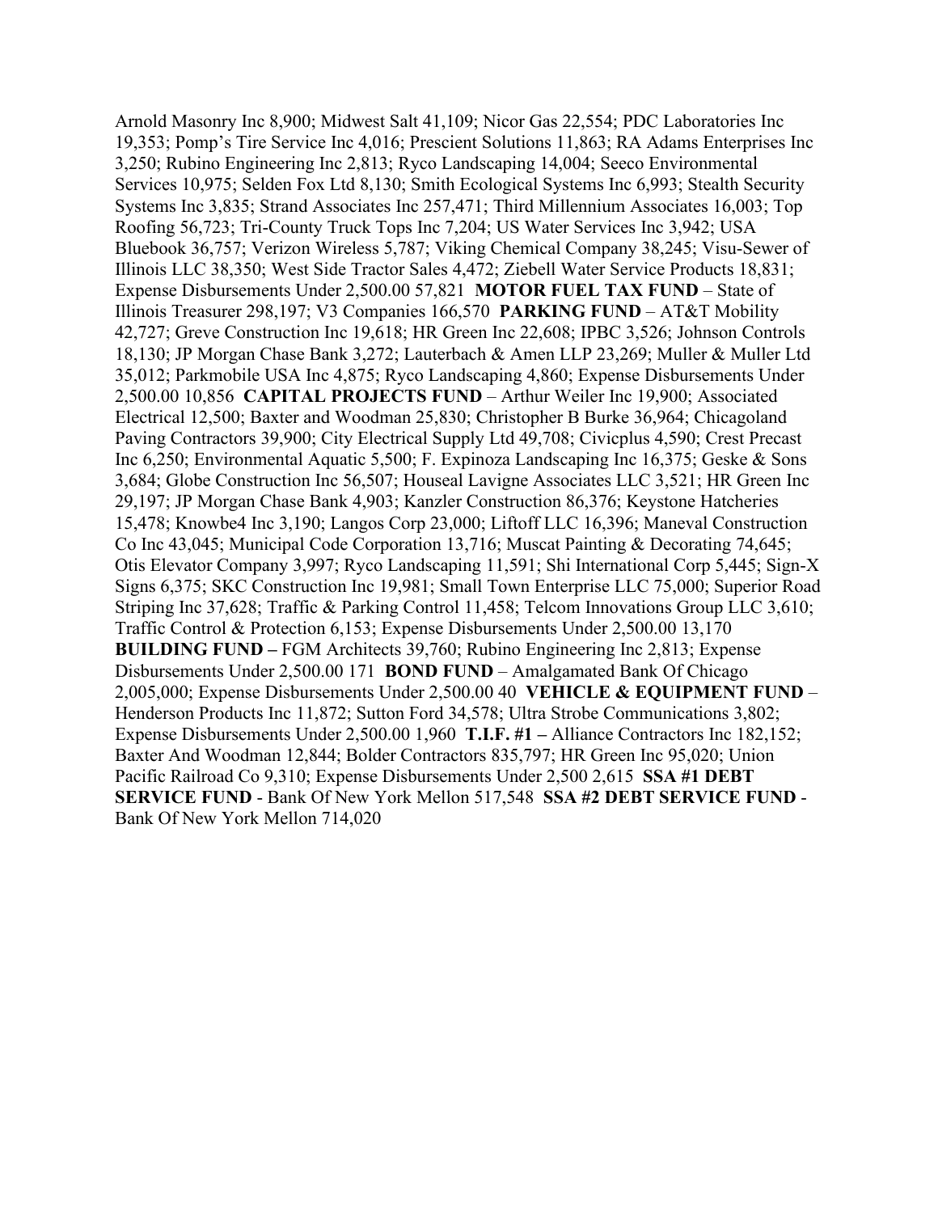Arnold Masonry Inc 8,900; Midwest Salt 41,109; Nicor Gas 22,554; PDC Laboratories Inc 19,353; Pomp's Tire Service Inc 4,016; Prescient Solutions 11,863; RA Adams Enterprises Inc 3,250; Rubino Engineering Inc 2,813; Ryco Landscaping 14,004; Seeco Environmental Services 10,975; Selden Fox Ltd 8,130; Smith Ecological Systems Inc 6,993; Stealth Security Systems Inc 3,835; Strand Associates Inc 257,471; Third Millennium Associates 16,003; Top Roofing 56,723; Tri-County Truck Tops Inc 7,204; US Water Services Inc 3,942; USA Bluebook 36,757; Verizon Wireless 5,787; Viking Chemical Company 38,245; Visu-Sewer of Illinois LLC 38,350; West Side Tractor Sales 4,472; Ziebell Water Service Products 18,831; Expense Disbursements Under 2,500.00 57,821 **MOTOR FUEL TAX FUND** – State of Illinois Treasurer 298,197; V3 Companies 166,570 **PARKING FUND** – AT&T Mobility 42,727; Greve Construction Inc 19,618; HR Green Inc 22,608; IPBC 3,526; Johnson Controls 18,130; JP Morgan Chase Bank 3,272; Lauterbach & Amen LLP 23,269; Muller & Muller Ltd 35,012; Parkmobile USA Inc 4,875; Ryco Landscaping 4,860; Expense Disbursements Under 2,500.00 10,856 **CAPITAL PROJECTS FUND** – Arthur Weiler Inc 19,900; Associated Electrical 12,500; Baxter and Woodman 25,830; Christopher B Burke 36,964; Chicagoland Paving Contractors 39,900; City Electrical Supply Ltd 49,708; Civicplus 4,590; Crest Precast Inc 6,250; Environmental Aquatic 5,500; F. Expinoza Landscaping Inc 16,375; Geske & Sons 3,684; Globe Construction Inc 56,507; Houseal Lavigne Associates LLC 3,521; HR Green Inc 29,197; JP Morgan Chase Bank 4,903; Kanzler Construction 86,376; Keystone Hatcheries 15,478; Knowbe4 Inc 3,190; Langos Corp 23,000; Liftoff LLC 16,396; Maneval Construction Co Inc 43,045; Municipal Code Corporation 13,716; Muscat Painting & Decorating 74,645; Otis Elevator Company 3,997; Ryco Landscaping 11,591; Shi International Corp 5,445; Sign-X Signs 6,375; SKC Construction Inc 19,981; Small Town Enterprise LLC 75,000; Superior Road Striping Inc 37,628; Traffic & Parking Control 11,458; Telcom Innovations Group LLC 3,610; Traffic Control & Protection 6,153; Expense Disbursements Under 2,500.00 13,170 **BUILDING FUND –** FGM Architects 39,760; Rubino Engineering Inc 2,813; Expense Disbursements Under 2,500.00 171 **BOND FUND** – Amalgamated Bank Of Chicago 2,005,000; Expense Disbursements Under 2,500.00 40 **VEHICLE & EQUIPMENT FUND** – Henderson Products Inc 11,872; Sutton Ford 34,578; Ultra Strobe Communications 3,802; Expense Disbursements Under 2,500.00 1,960 **T.I.F. #1 –** Alliance Contractors Inc 182,152; Baxter And Woodman 12,844; Bolder Contractors 835,797; HR Green Inc 95,020; Union Pacific Railroad Co 9,310; Expense Disbursements Under 2,500 2,615 **SSA #1 DEBT SERVICE FUND** - Bank Of New York Mellon 517,548 **SSA #2 DEBT SERVICE FUND** - Bank Of New York Mellon 714,020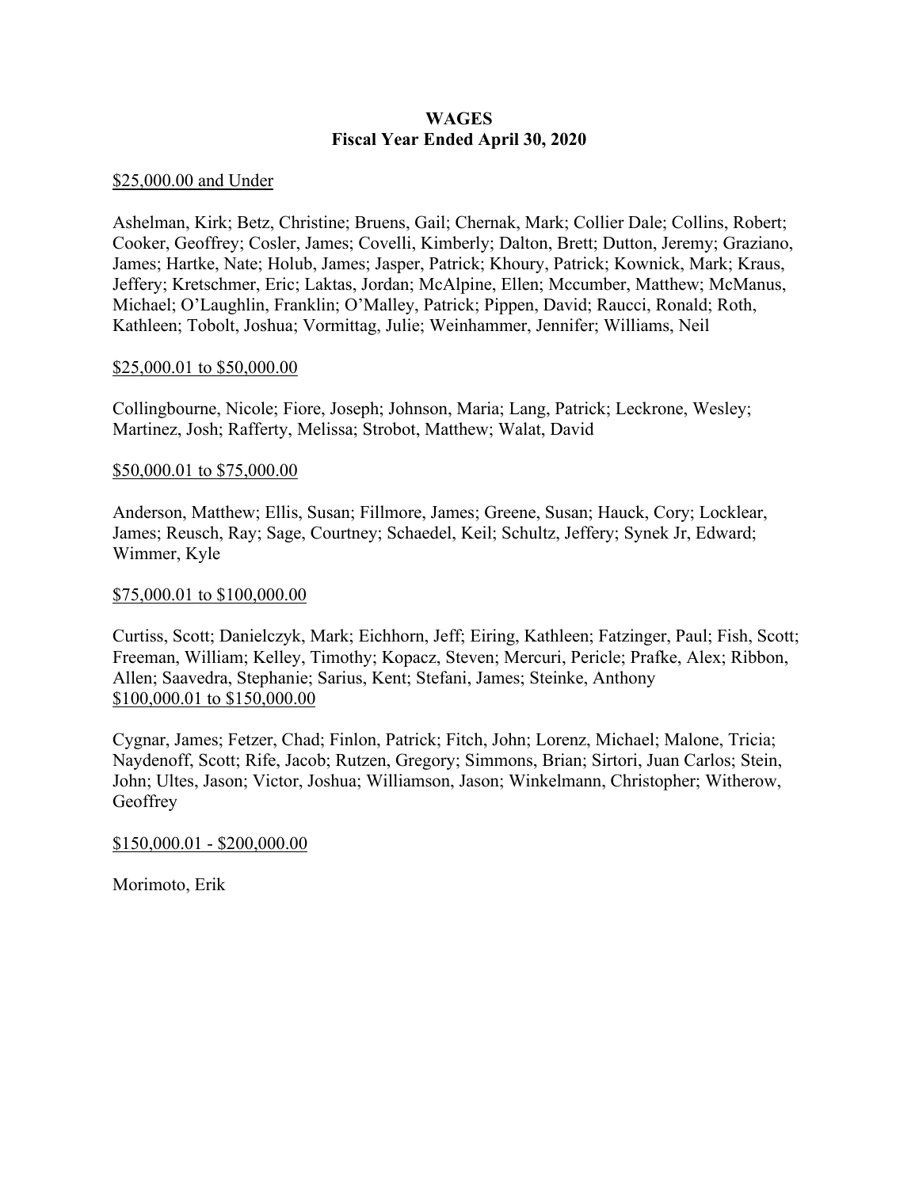**WAGES**
**Fiscal Year Ended April 30, 2020**

<u>$25,000.00 and Under</u>

Ashelman, Kirk; Betz, Christine; Bruens, Gail; Chernak, Mark; Collier Dale; Collins, Robert; Cooker, Geoffrey; Cosler, James; Covelli, Kimberly; Dalton, Brett; Dutton, Jeremy; Graziano, James; Hartke, Nate; Holub, James; Jasper, Patrick; Khoury, Patrick; Kownick, Mark; Kraus, Jeffery; Kretschmer, Eric; Laktas, Jordan; McAlpine, Ellen; Mccumber, Matthew; McManus, Michael; O'Laughlin, Franklin; O'Malley, Patrick; Pippen, David; Raucci, Ronald; Roth, Kathleen; Tobolt, Joshua; Vormittag, Julie; Weinhammer, Jennifer; Williams, Neil

<u>$25,000.01 to $50,000.00</u>

Collingbourne, Nicole; Fiore, Joseph; Johnson, Maria; Lang, Patrick; Leckrone, Wesley; Martinez, Josh; Rafferty, Melissa; Strobot, Matthew; Walat, David

<u>$50,000.01 to $75,000.00</u>

Anderson, Matthew; Ellis, Susan; Fillmore, James; Greene, Susan; Hauck, Cory; Locklear, James; Reusch, Ray; Sage, Courtney; Schaedel, Keil; Schultz, Jeffery; Synek Jr, Edward; Wimmer, Kyle

<u>$75,000.01 to $100,000.00</u>

Curtiss, Scott; Danielczyk, Mark; Eichhorn, Jeff; Eiring, Kathleen; Fatzinger, Paul; Fish, Scott; Freeman, William; Kelley, Timothy; Kopacz, Steven; Mercuri, Pericle; Prafke, Alex; Ribbon, Allen; Saavedra, Stephanie; Sarius, Kent; Stefani, James; Steinke, Anthony

<u>$100,000.01 to $150,000.00</u>

Cygnar, James; Fetzer, Chad; Finlon, Patrick; Fitch, John; Lorenz, Michael; Malone, Tricia; Naydenoff, Scott; Rife, Jacob; Rutzen, Gregory; Simmons, Brian; Sirtori, Juan Carlos; Stein, John; Ultes, Jason; Victor, Joshua; Williamson, Jason; Winkelmann, Christopher; Witherow, Geoffrey

<u>$150,000.01 - $200,000.00</u>

Morimoto, Erik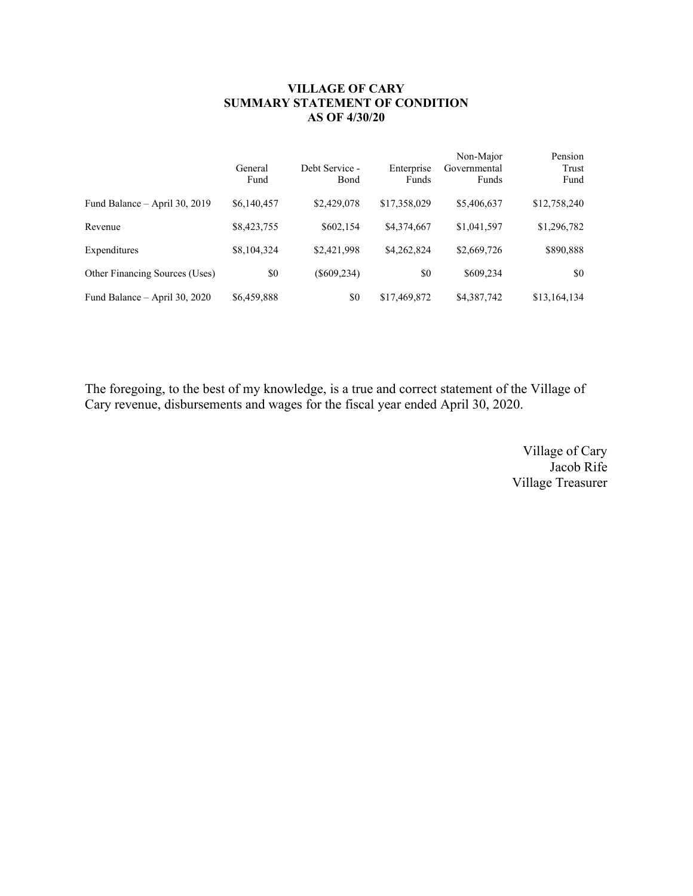**VILLAGE OF CARY**
**SUMMARY STATEMENT OF CONDITION**
**AS OF 4/30/20**

| | General Fund | Debt Service - Bond | Enterprise Funds | Non-Major Governmental Funds | Pension Trust Fund |
|---|---|---|---|---|---|
| Fund Balance – April 30, 2019 | $6,140,457 | $2,429,078 | $17,358,029 | $5,406,637 | $12,758,240 |
| Revenue | $8,423,755 | $602,154 | $4,374,667 | $1,041,597 | $1,296,782 |
| Expenditures | $8,104,324 | $2,421,998 | $4,262,824 | $2,669,726 | $890,888 |
| Other Financing Sources (Uses) | $0 | ($609,234) | $0 | $609,234 | $0 |
| Fund Balance – April 30, 2020 | $6,459,888 | $0 | $17,469,872 | $4,387,742 | $13,164,134 |

The foregoing, to the best of my knowledge, is a true and correct statement of the Village of Cary revenue, disbursements and wages for the fiscal year ended April 30, 2020.

Village of Cary
Jacob Rife
Village Treasurer